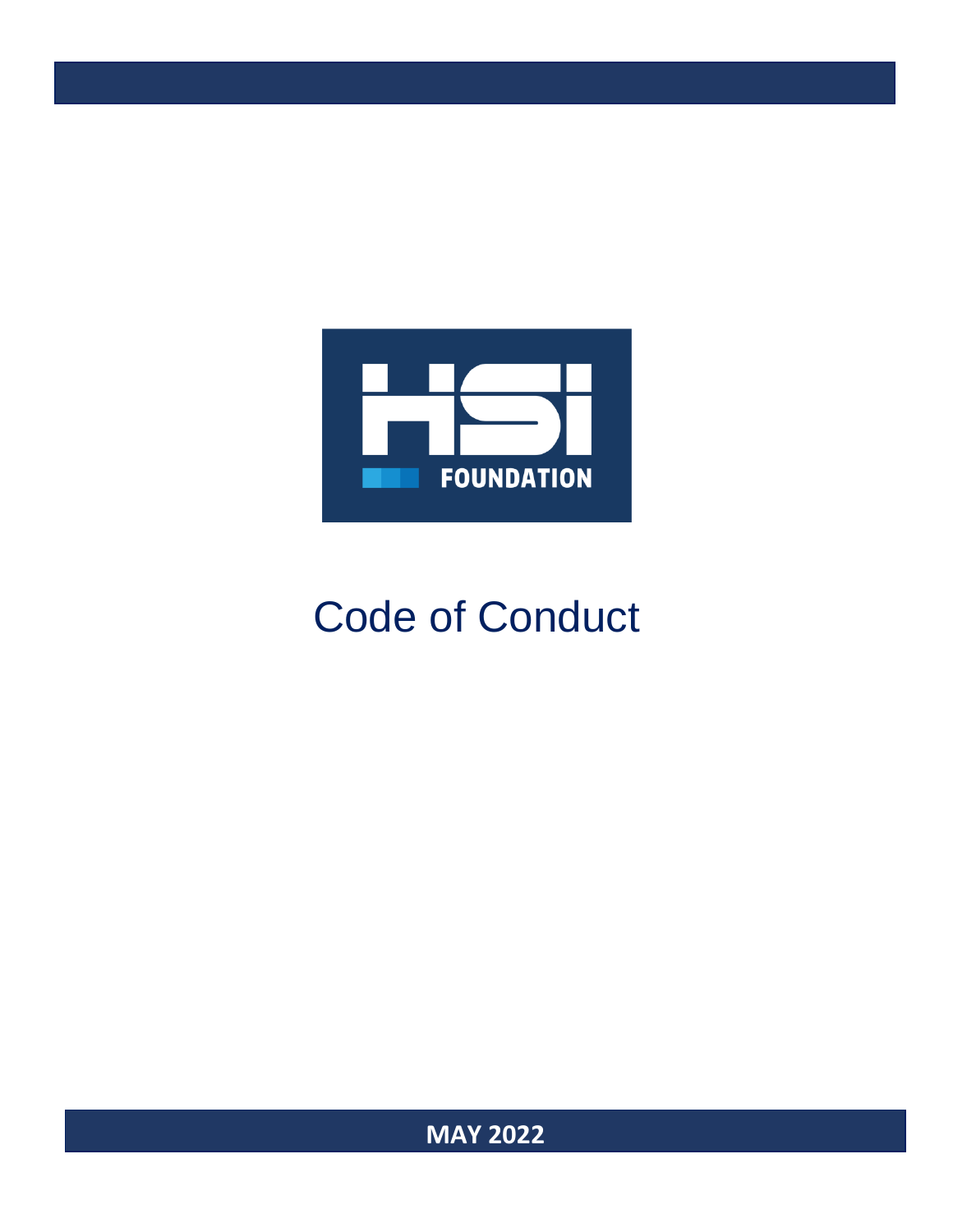HSI FOUNDATION

# Code of Conduct

**MAY 2022**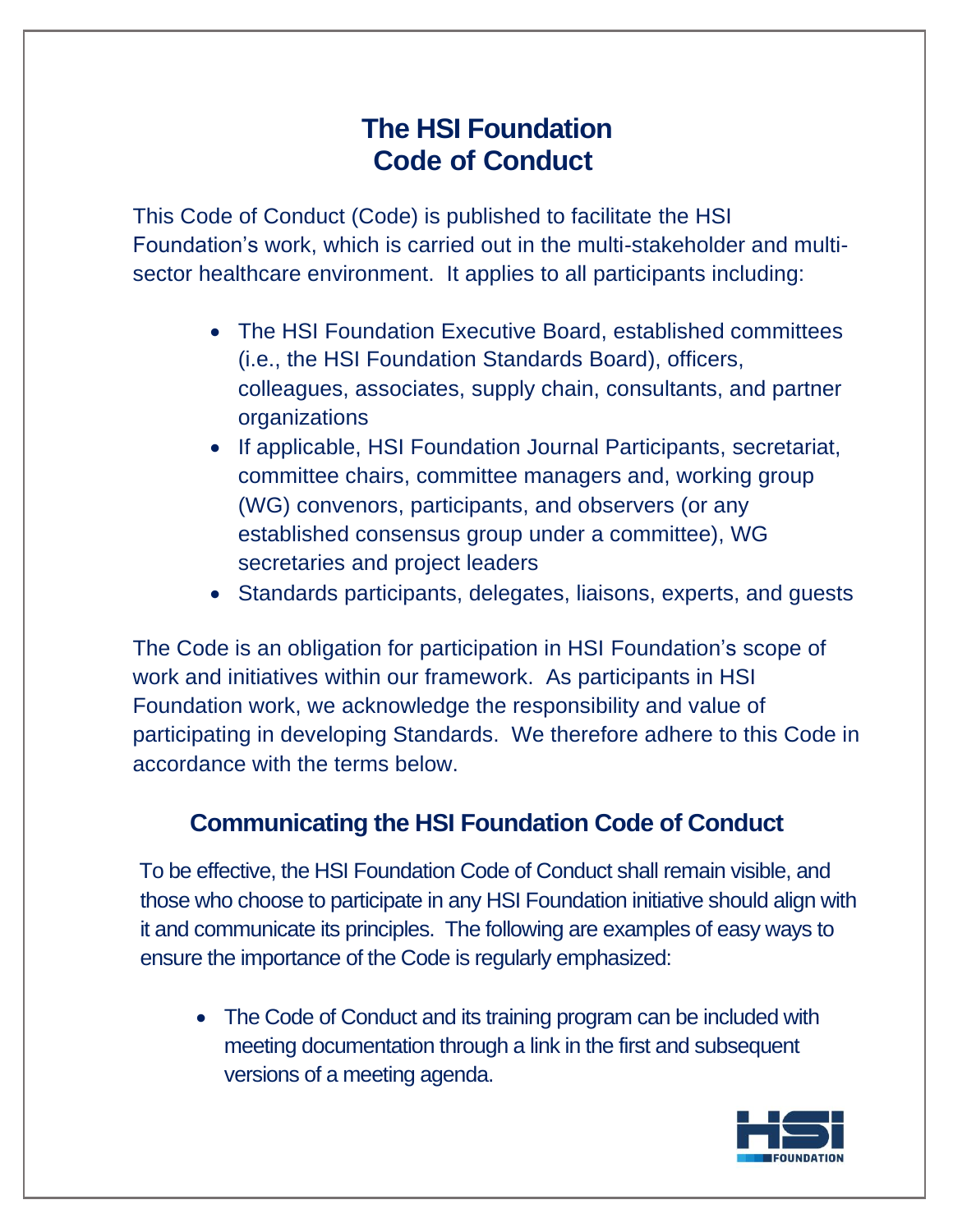# The HSI Foundation Code of Conduct

This Code of Conduct (Code) is published to facilitate the HSI Foundation's work, which is carried out in the multi-stakeholder and multi-sector healthcare environment. It applies to all participants including:

- The HSI Foundation Executive Board, established committees (i.e., the HSI Foundation Standards Board), officers, colleagues, associates, supply chain, consultants, and partner organizations
- If applicable, HSI Foundation Journal Participants, secretariat, committee chairs, committee managers and, working group (WG) convenors, participants, and observers (or any established consensus group under a committee), WG secretaries and project leaders
- Standards participants, delegates, liaisons, experts, and guests

The Code is an obligation for participation in HSI Foundation's scope of work and initiatives within our framework. As participants in HSI Foundation work, we acknowledge the responsibility and value of participating in developing Standards. We therefore adhere to this Code in accordance with the terms below.

## Communicating the HSI Foundation Code of Conduct

To be effective, the HSI Foundation Code of Conduct shall remain visible, and those who choose to participate in any HSI Foundation initiative should align with it and communicate its principles. The following are examples of easy ways to ensure the importance of the Code is regularly emphasized:

- The Code of Conduct and its training program can be included with meeting documentation through a link in the first and subsequent versions of a meeting agenda.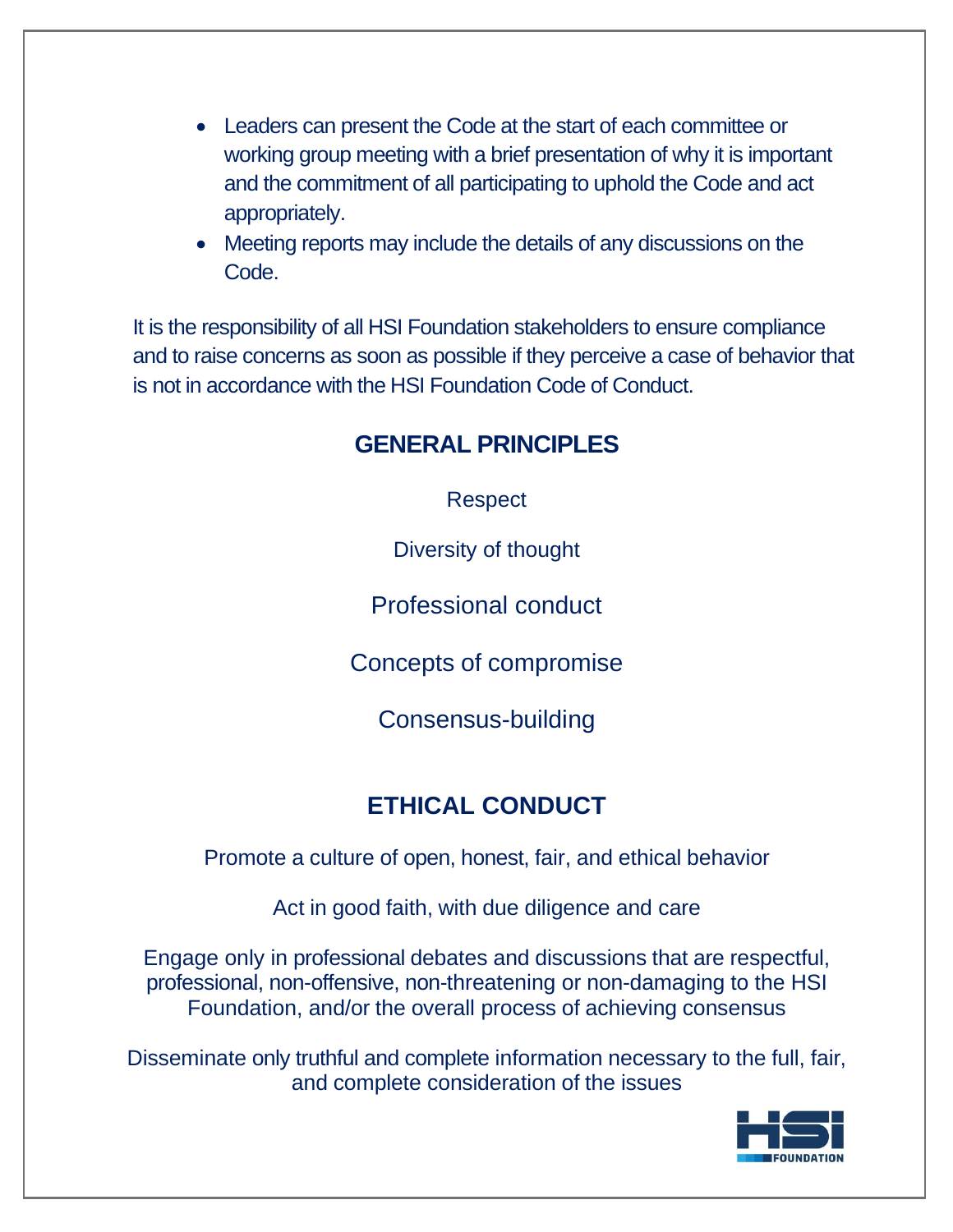- Leaders can present the Code at the start of each committee or working group meeting with a brief presentation of why it is important and the commitment of all participating to uphold the Code and act appropriately.
- Meeting reports may include the details of any discussions on the Code.

It is the responsibility of all HSI Foundation stakeholders to ensure compliance and to raise concerns as soon as possible if they perceive a case of behavior that is not in accordance with the HSI Foundation Code of Conduct.

## GENERAL PRINCIPLES

Respect

Diversity of thought

Professional conduct

Concepts of compromise

Consensus-building

## ETHICAL CONDUCT

Promote a culture of open, honest, fair, and ethical behavior

Act in good faith, with due diligence and care

Engage only in professional debates and discussions that are respectful, professional, non-offensive, non-threatening or non-damaging to the HSI Foundation, and/or the overall process of achieving consensus

Disseminate only truthful and complete information necessary to the full, fair, and complete consideration of the issues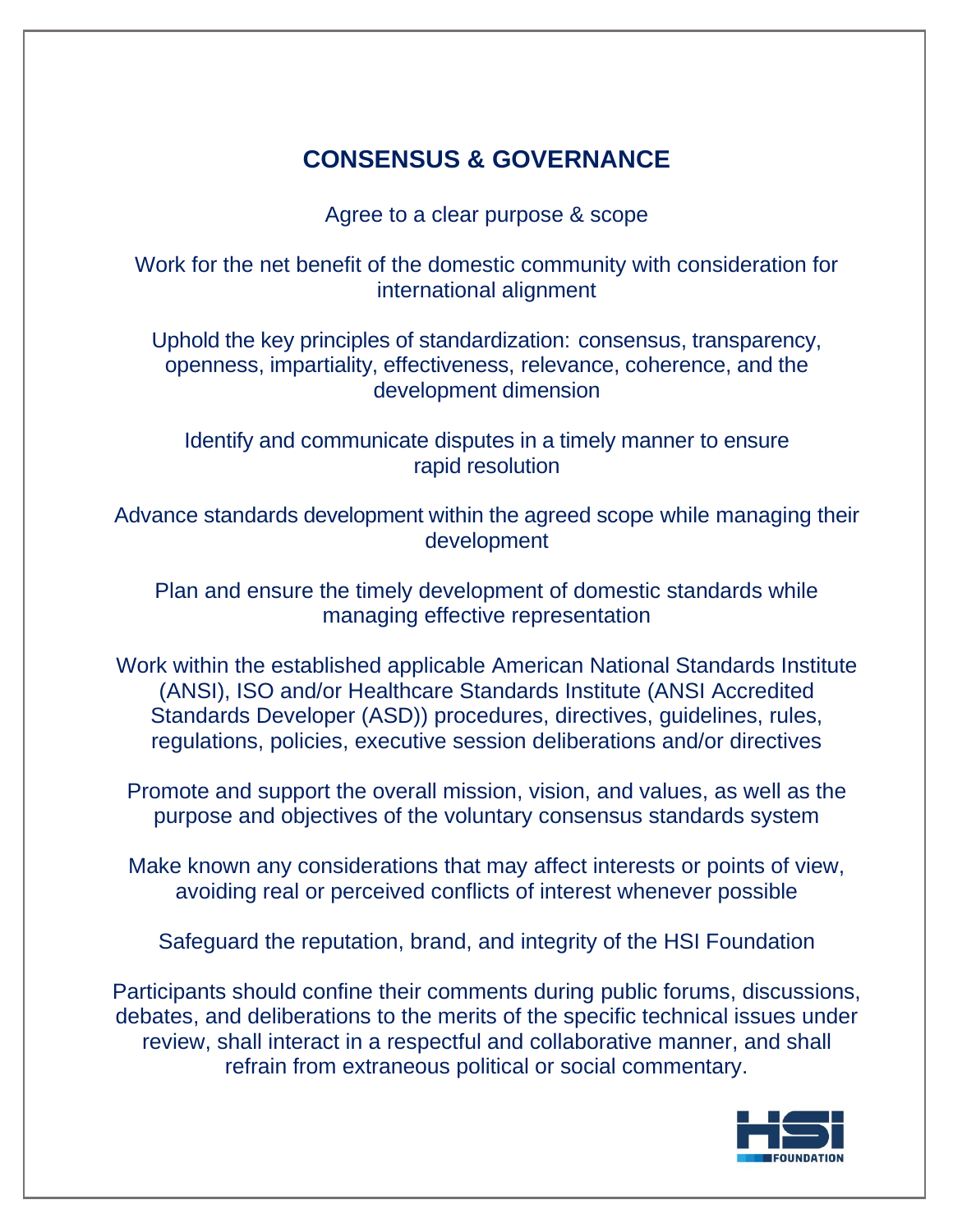## CONSENSUS & GOVERNANCE

Agree to a clear purpose & scope

Work for the net benefit of the domestic community with consideration for international alignment

Uphold the key principles of standardization: consensus, transparency, openness, impartiality, effectiveness, relevance, coherence, and the development dimension

Identify and communicate disputes in a timely manner to ensure rapid resolution

Advance standards development within the agreed scope while managing their development

Plan and ensure the timely development of domestic standards while managing effective representation

Work within the established applicable American National Standards Institute (ANSI), ISO and/or Healthcare Standards Institute (ANSI Accredited Standards Developer (ASD)) procedures, directives, guidelines, rules, regulations, policies, executive session deliberations and/or directives

Promote and support the overall mission, vision, and values, as well as the purpose and objectives of the voluntary consensus standards system

Make known any considerations that may affect interests or points of view, avoiding real or perceived conflicts of interest whenever possible

Safeguard the reputation, brand, and integrity of the HSI Foundation

Participants should confine their comments during public forums, discussions, debates, and deliberations to the merits of the specific technical issues under review, shall interact in a respectful and collaborative manner, and shall refrain from extraneous political or social commentary.

HSI FOUNDATION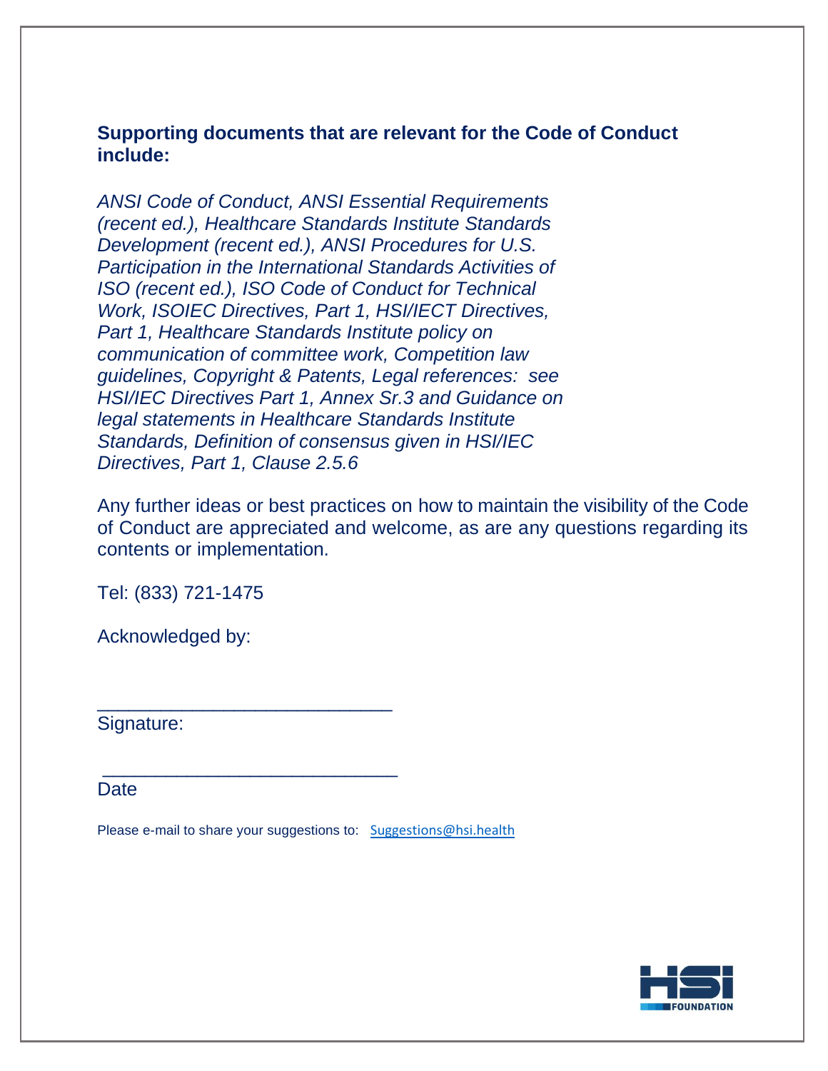**Supporting documents that are relevant for the Code of Conduct include:**

*ANSI Code of Conduct, ANSI Essential Requirements (recent ed.), Healthcare Standards Institute Standards Development (recent ed.), ANSI Procedures for U.S. Participation in the International Standards Activities of ISO (recent ed.), ISO Code of Conduct for Technical Work, ISOIEC Directives, Part 1, HSI/IECT Directives, Part 1, Healthcare Standards Institute policy on communication of committee work, Competition law guidelines, Copyright & Patents, Legal references: see HSI/IEC Directives Part 1, Annex Sr.3 and Guidance on legal statements in Healthcare Standards Institute Standards, Definition of consensus given in HSI/IEC Directives, Part 1, Clause 2.5.6*

Any further ideas or best practices on how to maintain the visibility of the Code of Conduct are appreciated and welcome, as are any questions regarding its contents or implementation.

Tel: (833) 721-1475

Acknowledged by:

___________________________

Signature:

___________________________

Date

Please e-mail to share your suggestions to: Suggestions@hsi.health

HSI FOUNDATION